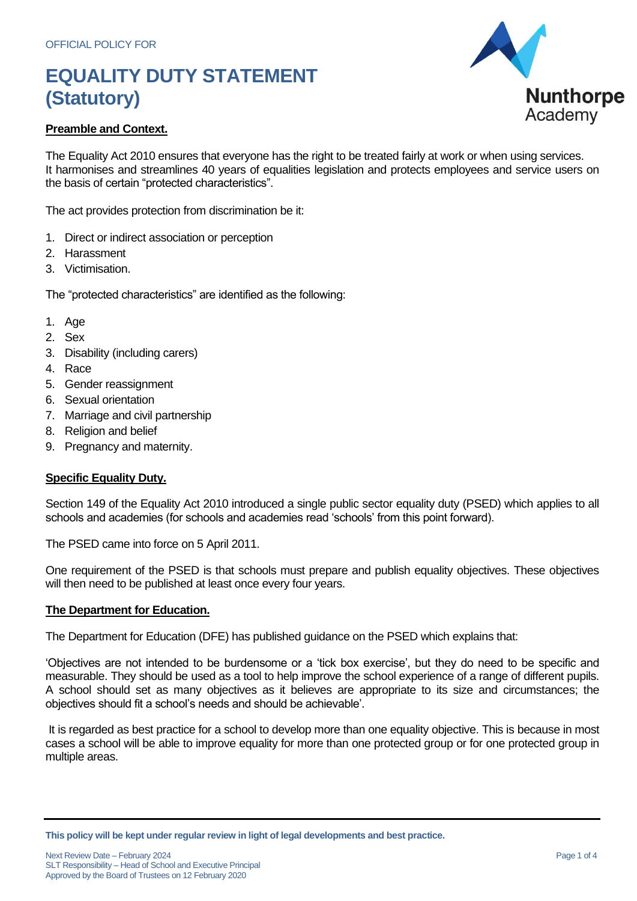OFFICIAL POLICY FOR

# EQUALITY DUTY STATEMENT (Statutory)

**Preamble and Context.**

The Equality Act 2010 ensures that everyone has the right to be treated fairly at work or when using services. It harmonises and streamlines 40 years of equalities legislation and protects employees and service users on the basis of certain "protected characteristics".

The act provides protection from discrimination be it:

1. Direct or indirect association or perception
2. Harassment
3. Victimisation.

The "protected characteristics" are identified as the following:

1. Age
2. Sex
3. Disability (including carers)
4. Race
5. Gender reassignment
6. Sexual orientation
7. Marriage and civil partnership
8. Religion and belief
9. Pregnancy and maternity.

**Specific Equality Duty.**

Section 149 of the Equality Act 2010 introduced a single public sector equality duty (PSED) which applies to all schools and academies (for schools and academies read 'schools' from this point forward).

The PSED came into force on 5 April 2011.

One requirement of the PSED is that schools must prepare and publish equality objectives. These objectives will then need to be published at least once every four years.

**The Department for Education.**

The Department for Education (DFE) has published guidance on the PSED which explains that:

'Objectives are not intended to be burdensome or a 'tick box exercise', but they do need to be specific and measurable. They should be used as a tool to help improve the school experience of a range of different pupils. A school should set as many objectives as it believes are appropriate to its size and circumstances; the objectives should fit a school's needs and should be achievable'.

It is regarded as best practice for a school to develop more than one equality objective. This is because in most cases a school will be able to improve equality for more than one protected group or for one protected group in multiple areas.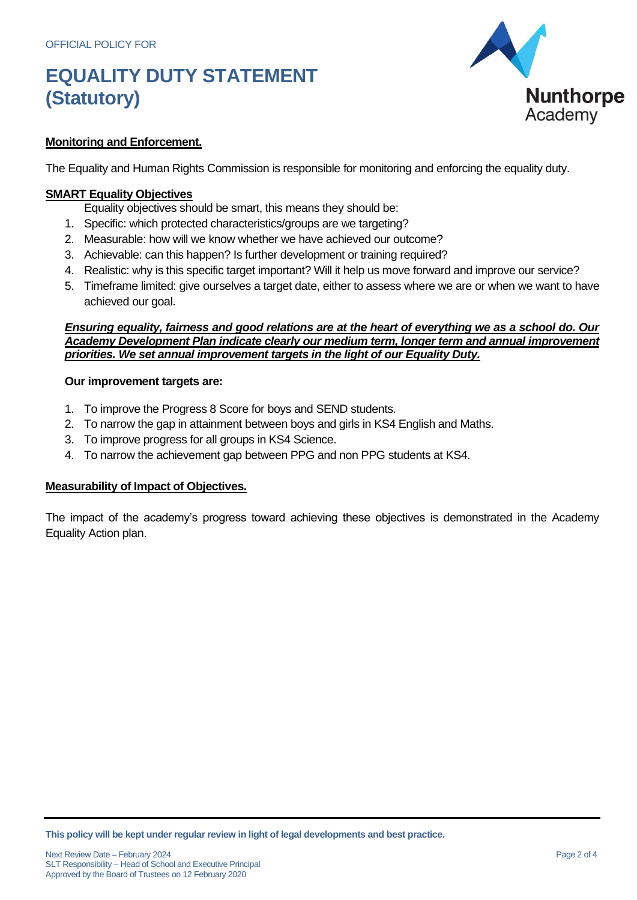**Monitoring and Enforcement.**

The Equality and Human Rights Commission is responsible for monitoring and enforcing the equality duty.

**SMART Equality Objectives**

Equality objectives should be smart, this means they should be:

1. Specific: which protected characteristics/groups are we targeting?
2. Measurable: how will we know whether we have achieved our outcome?
3. Achievable: can this happen? Is further development or training required?
4. Realistic: why is this specific target important? Will it help us move forward and improve our service?
5. Timeframe limited: give ourselves a target date, either to assess where we are or when we want to have achieved our goal.

***Ensuring equality, fairness and good relations are at the heart of everything we as a school do. Our Academy Development Plan indicate clearly our medium term, longer term and annual improvement priorities. We set annual improvement targets in the light of our Equality Duty.***

**Our improvement targets are:**

1. To improve the Progress 8 Score for boys and SEND students.
2. To narrow the gap in attainment between boys and girls in KS4 English and Maths.
3. To improve progress for all groups in KS4 Science.
4. To narrow the achievement gap between PPG and non PPG students at KS4.

**Measurability of Impact of Objectives.**

The impact of the academy's progress toward achieving these objectives is demonstrated in the Academy Equality Action plan.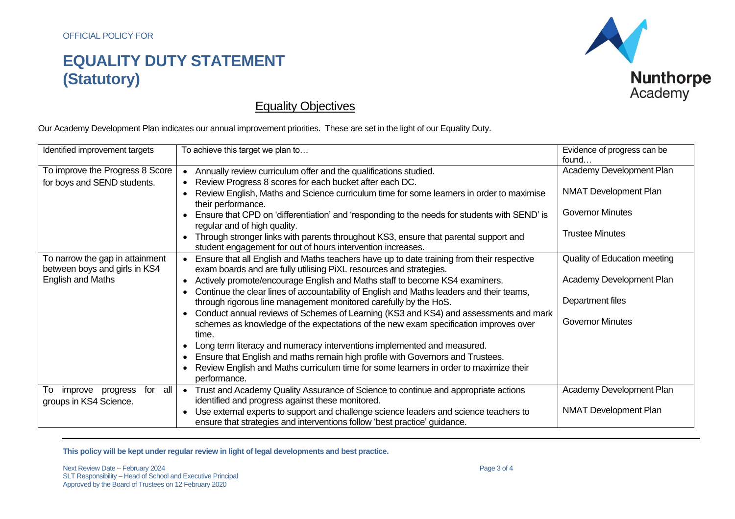OFFICIAL POLICY FOR

# EQUALITY DUTY STATEMENT (Statutory)

## Equality Objectives

Our Academy Development Plan indicates our annual improvement priorities. These are set in the light of our Equality Duty.

| Identified improvement targets | To achieve this target we plan to… | Evidence of progress can be found… |
|---|---|---|
| To improve the Progress 8 Score for boys and SEND students. | • Annually review curriculum offer and the qualifications studied.<br>• Review Progress 8 scores for each bucket after each DC.<br>• Review English, Maths and Science curriculum time for some learners in order to maximise their performance.<br>• Ensure that CPD on 'differentiation' and 'responding to the needs for students with SEND' is regular and of high quality.<br>• Through stronger links with parents throughout KS3, ensure that parental support and student engagement for out of hours intervention increases. | Academy Development Plan<br><br>NMAT Development Plan<br><br>Governor Minutes<br><br>Trustee Minutes |
| To narrow the gap in attainment between boys and girls in KS4 English and Maths | • Ensure that all English and Maths teachers have up to date training from their respective exam boards and are fully utilising PiXL resources and strategies.<br>• Actively promote/encourage English and Maths staff to become KS4 examiners.<br>• Continue the clear lines of accountability of English and Maths leaders and their teams, through rigorous line management monitored carefully by the HoS.<br>• Conduct annual reviews of Schemes of Learning (KS3 and KS4) and assessments and mark schemes as knowledge of the expectations of the new exam specification improves over time.<br>• Long term literacy and numeracy interventions implemented and measured.<br>• Ensure that English and maths remain high profile with Governors and Trustees.<br>• Review English and Maths curriculum time for some learners in order to maximize their performance. | Quality of Education meeting<br><br>Academy Development Plan<br><br>Department files<br><br>Governor Minutes |
| To improve progress for all groups in KS4 Science. | • Trust and Academy Quality Assurance of Science to continue and appropriate actions identified and progress against these monitored.<br>• Use external experts to support and challenge science leaders and science teachers to ensure that strategies and interventions follow 'best practice' guidance. | Academy Development Plan<br><br>NMAT Development Plan |

**This policy will be kept under regular review in light of legal developments and best practice.**

Next Review Date – February 2024
SLT Responsibility – Head of School and Executive Principal
Approved by the Board of Trustees on 12 February 2020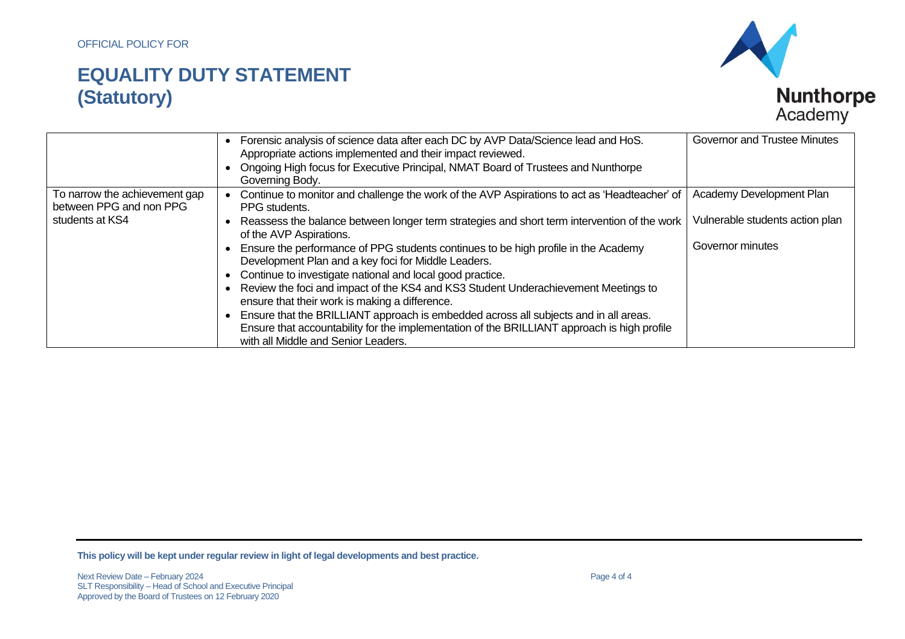| | | |
|---|---|---|
| | • Forensic analysis of science data after each DC by AVP Data/Science lead and HoS. Appropriate actions implemented and their impact reviewed.<br>• Ongoing High focus for Executive Principal, NMAT Board of Trustees and Nunthorpe Governing Body. | Governor and Trustee Minutes |
| To narrow the achievement gap between PPG and non PPG students at KS4 | • Continue to monitor and challenge the work of the AVP Aspirations to act as 'Headteacher' of PPG students.<br>• Reassess the balance between longer term strategies and short term intervention of the work of the AVP Aspirations.<br>• Ensure the performance of PPG students continues to be high profile in the Academy Development Plan and a key foci for Middle Leaders.<br>• Continue to investigate national and local good practice.<br>• Review the foci and impact of the KS4 and KS3 Student Underachievement Meetings to ensure that their work is making a difference.<br>• Ensure that the BRILLIANT approach is embedded across all subjects and in all areas. Ensure that accountability for the implementation of the BRILLIANT approach is high profile with all Middle and Senior Leaders. | Academy Development Plan<br><br>Vulnerable students action plan<br><br>Governor minutes |

**This policy will be kept under regular review in light of legal developments and best practice.**

Next Review Date – February 2024
SLT Responsibility – Head of School and Executive Principal
Approved by the Board of Trustees on 12 February 2020